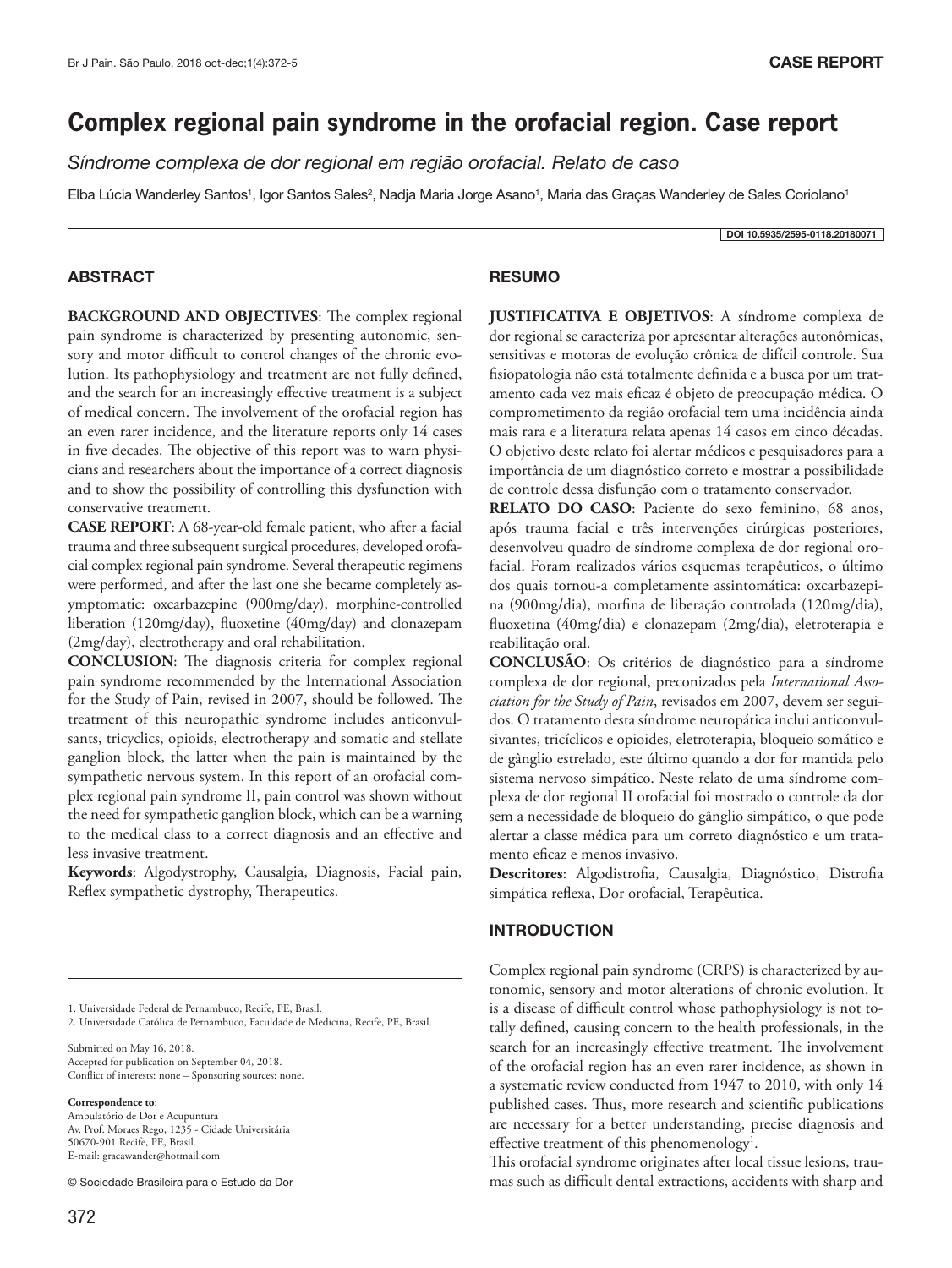CASE REPORT

# Complex regional pain syndrome in the orofacial region. Case report

*Síndrome complexa de dor regional em região orofacial. Relato de caso*

Elba Lúcia Wanderley Santos[1], Igor Santos Sales[2], Nadja Maria Jorge Asano[1], Maria das Graças Wanderley de Sales Coriolano[1]

DOI 10.5935/2595-0118.20180071

## ABSTRACT

**BACKGROUND AND OBJECTIVES**: The complex regional pain syndrome is characterized by presenting autonomic, sensory and motor difficult to control changes of the chronic evolution. Its pathophysiology and treatment are not fully defined, and the search for an increasingly effective treatment is a subject of medical concern. The involvement of the orofacial region has an even rarer incidence, and the literature reports only 14 cases in five decades. The objective of this report was to warn physicians and researchers about the importance of a correct diagnosis and to show the possibility of controlling this dysfunction with conservative treatment.

**CASE REPORT**: A 68-year-old female patient, who after a facial trauma and three subsequent surgical procedures, developed orofacial complex regional pain syndrome. Several therapeutic regimens were performed, and after the last one she became completely asymptomatic: oxcarbazepine (900mg/day), morphine-controlled liberation (120mg/day), fluoxetine (40mg/day) and clonazepam (2mg/day), electrotherapy and oral rehabilitation.

**CONCLUSION**: The diagnosis criteria for complex regional pain syndrome recommended by the International Association for the Study of Pain, revised in 2007, should be followed. The treatment of this neuropathic syndrome includes anticonvulsants, tricyclics, opioids, electrotherapy and somatic and stellate ganglion block, the latter when the pain is maintained by the sympathetic nervous system. In this report of an orofacial complex regional pain syndrome II, pain control was shown without the need for sympathetic ganglion block, which can be a warning to the medical class to a correct diagnosis and an effective and less invasive treatment.

**Keywords**: Algodystrophy, Causalgia, Diagnosis, Facial pain, Reflex sympathetic dystrophy, Therapeutics.

## RESUMO

**JUSTIFICATIVA E OBJETIVOS**: A síndrome complexa de dor regional se caracteriza por apresentar alterações autonômicas, sensitivas e motoras de evolução crônica de difícil controle. Sua fisiopatologia não está totalmente definida e a busca por um tratamento cada vez mais eficaz é objeto de preocupação médica. O comprometimento da região orofacial tem uma incidência ainda mais rara e a literatura relata apenas 14 casos em cinco décadas. O objetivo deste relato foi alertar médicos e pesquisadores para a importância de um diagnóstico correto e mostrar a possibilidade de controle dessa disfunção com o tratamento conservador.

**RELATO DO CASO**: Paciente do sexo feminino, 68 anos, após trauma facial e três intervenções cirúrgicas posteriores, desenvolveu quadro de síndrome complexa de dor regional orofacial. Foram realizados vários esquemas terapêuticos, o último dos quais tornou-a completamente assintomática: oxcarbazepina (900mg/dia), morfina de liberação controlada (120mg/dia), fluoxetina (40mg/dia) e clonazepam (2mg/dia), eletroterapia e reabilitação oral.

**CONCLUSÃO**: Os critérios de diagnóstico para a síndrome complexa de dor regional, preconizados pela *International Association for the Study of Pain*, revisados em 2007, devem ser seguidos. O tratamento desta síndrome neuropática inclui anticonvulsivantes, tricíclicos e opioides, eletroterapia, bloqueio somático e de gânglio estrelado, este último quando a dor for mantida pelo sistema nervoso simpático. Neste relato de uma síndrome complexa de dor regional II orofacial foi mostrado o controle da dor sem a necessidade de bloqueio do gânglio simpático, o que pode alertar a classe médica para um correto diagnóstico e um tratamento eficaz e menos invasivo.

**Descritores**: Algodistrofia, Causalgia, Diagnóstico, Distrofia simpática reflexa, Dor orofacial, Terapêutica.

## INTRODUCTION

Complex regional pain syndrome (CRPS) is characterized by autonomic, sensory and motor alterations of chronic evolution. It is a disease of difficult control whose pathophysiology is not totally defined, causing concern to the health professionals, in the search for an increasingly effective treatment. The involvement of the orofacial region has an even rarer incidence, as shown in a systematic review conducted from 1947 to 2010, with only 14 published cases. Thus, more research and scientific publications are necessary for a better understanding, precise diagnosis and effective treatment of this phenomenology[1].

This orofacial syndrome originates after local tissue lesions, traumas such as difficult dental extractions, accidents with sharp and

1. Universidade Federal de Pernambuco, Recife, PE, Brasil.
2. Universidade Católica de Pernambuco, Faculdade de Medicina, Recife, PE, Brasil.

Submitted on May 16, 2018.
Accepted for publication on September 04, 2018.
Conflict of interests: none – Sponsoring sources: none.

**Correspondence to**:
Ambulatório de Dor e Acupuntura
Av. Prof. Moraes Rego, 1235 - Cidade Universitária
50670-901 Recife, PE, Brasil.
E-mail: gracawander@hotmail.com

© Sociedade Brasileira para o Estudo da Dor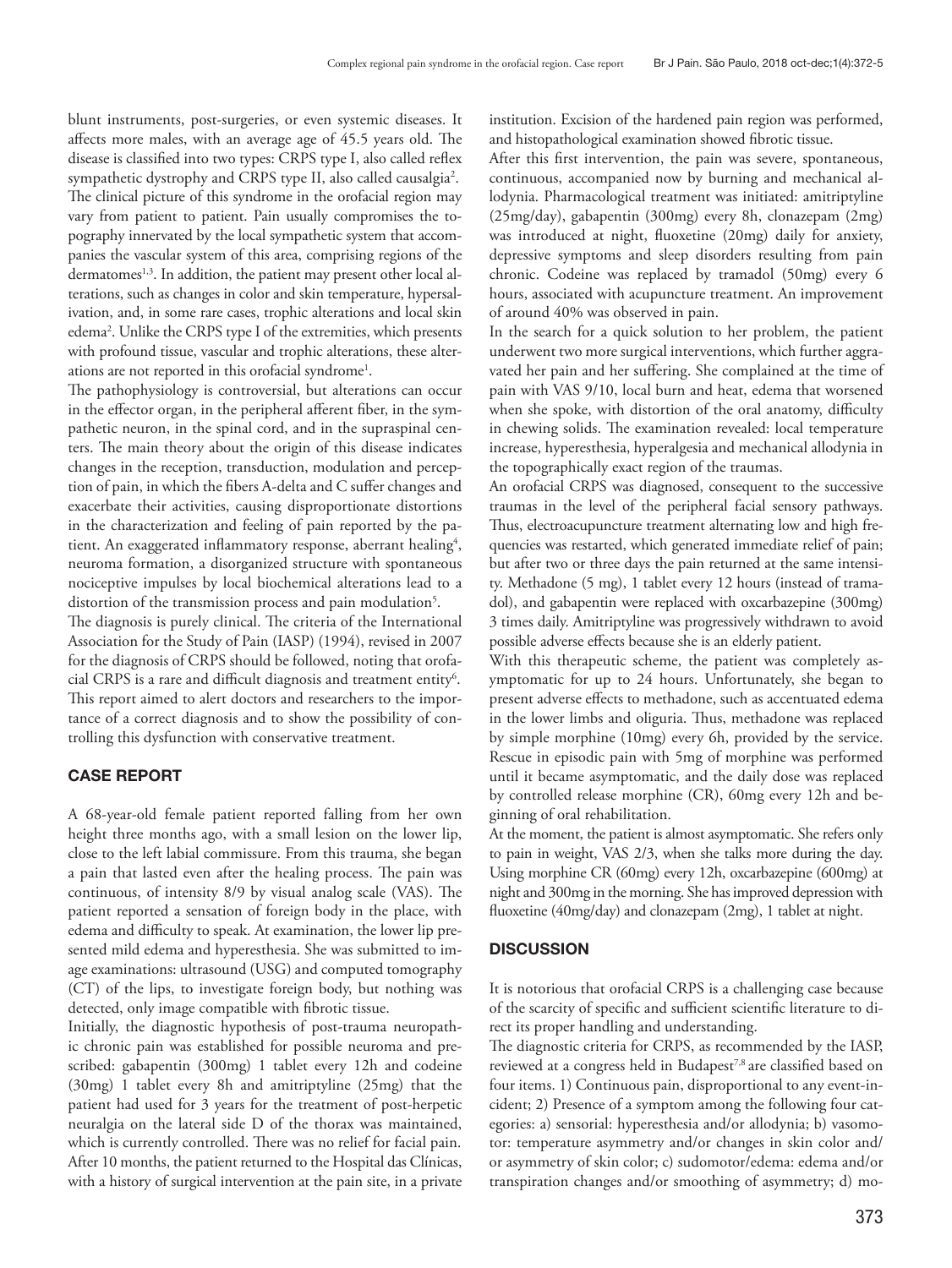blunt instruments, post-surgeries, or even systemic diseases. It affects more males, with an average age of 45.5 years old. The disease is classified into two types: CRPS type I, also called reflex sympathetic dystrophy and CRPS type II, also called causalgia[2].

The clinical picture of this syndrome in the orofacial region may vary from patient to patient. Pain usually compromises the topography innervated by the local sympathetic system that accompanies the vascular system of this area, comprising regions of the dermatomes[1,3]. In addition, the patient may present other local alterations, such as changes in color and skin temperature, hypersalivation, and, in some rare cases, trophic alterations and local skin edema[2]. Unlike the CRPS type I of the extremities, which presents with profound tissue, vascular and trophic alterations, these alterations are not reported in this orofacial syndrome[1].

The pathophysiology is controversial, but alterations can occur in the effector organ, in the peripheral afferent fiber, in the sympathetic neuron, in the spinal cord, and in the supraspinal centers. The main theory about the origin of this disease indicates changes in the reception, transduction, modulation and perception of pain, in which the fibers A-delta and C suffer changes and exacerbate their activities, causing disproportionate distortions in the characterization and feeling of pain reported by the patient. An exaggerated inflammatory response, aberrant healing[4], neuroma formation, a disorganized structure with spontaneous nociceptive impulses by local biochemical alterations lead to a distortion of the transmission process and pain modulation[5].

The diagnosis is purely clinical. The criteria of the International Association for the Study of Pain (IASP) (1994), revised in 2007 for the diagnosis of CRPS should be followed, noting that orofacial CRPS is a rare and difficult diagnosis and treatment entity[6]. This report aimed to alert doctors and researchers to the importance of a correct diagnosis and to show the possibility of controlling this dysfunction with conservative treatment.

## CASE REPORT

A 68-year-old female patient reported falling from her own height three months ago, with a small lesion on the lower lip, close to the left labial commissure. From this trauma, she began a pain that lasted even after the healing process. The pain was continuous, of intensity 8/9 by visual analog scale (VAS). The patient reported a sensation of foreign body in the place, with edema and difficulty to speak. At examination, the lower lip presented mild edema and hyperesthesia. She was submitted to image examinations: ultrasound (USG) and computed tomography (CT) of the lips, to investigate foreign body, but nothing was detected, only image compatible with fibrotic tissue.

Initially, the diagnostic hypothesis of post-trauma neuropathic chronic pain was established for possible neuroma and prescribed: gabapentin (300mg) 1 tablet every 12h and codeine (30mg) 1 tablet every 8h and amitriptyline (25mg) that the patient had used for 3 years for the treatment of post-herpetic neuralgia on the lateral side D of the thorax was maintained, which is currently controlled. There was no relief for facial pain. After 10 months, the patient returned to the Hospital das Clínicas, with a history of surgical intervention at the pain site, in a private institution. Excision of the hardened pain region was performed, and histopathological examination showed fibrotic tissue.

After this first intervention, the pain was severe, spontaneous, continuous, accompanied now by burning and mechanical allodynia. Pharmacological treatment was initiated: amitriptyline (25mg/day), gabapentin (300mg) every 8h, clonazepam (2mg) was introduced at night, fluoxetine (20mg) daily for anxiety, depressive symptoms and sleep disorders resulting from pain chronic. Codeine was replaced by tramadol (50mg) every 6 hours, associated with acupuncture treatment. An improvement of around 40% was observed in pain.

In the search for a quick solution to her problem, the patient underwent two more surgical interventions, which further aggravated her pain and her suffering. She complained at the time of pain with VAS 9/10, local burn and heat, edema that worsened when she spoke, with distortion of the oral anatomy, difficulty in chewing solids. The examination revealed: local temperature increase, hyperesthesia, hyperalgesia and mechanical allodynia in the topographically exact region of the traumas.

An orofacial CRPS was diagnosed, consequent to the successive traumas in the level of the peripheral facial sensory pathways. Thus, electroacupuncture treatment alternating low and high frequencies was restarted, which generated immediate relief of pain; but after two or three days the pain returned at the same intensity. Methadone (5 mg), 1 tablet every 12 hours (instead of tramadol), and gabapentin were replaced with oxcarbazepine (300mg) 3 times daily. Amitriptyline was progressively withdrawn to avoid possible adverse effects because she is an elderly patient.

With this therapeutic scheme, the patient was completely asymptomatic for up to 24 hours. Unfortunately, she began to present adverse effects to methadone, such as accentuated edema in the lower limbs and oliguria. Thus, methadone was replaced by simple morphine (10mg) every 6h, provided by the service. Rescue in episodic pain with 5mg of morphine was performed until it became asymptomatic, and the daily dose was replaced by controlled release morphine (CR), 60mg every 12h and beginning of oral rehabilitation.

At the moment, the patient is almost asymptomatic. She refers only to pain in weight, VAS 2/3, when she talks more during the day. Using morphine CR (60mg) every 12h, oxcarbazepine (600mg) at night and 300mg in the morning. She has improved depression with fluoxetine (40mg/day) and clonazepam (2mg), 1 tablet at night.

## DISCUSSION

It is notorious that orofacial CRPS is a challenging case because of the scarcity of specific and sufficient scientific literature to direct its proper handling and understanding.

The diagnostic criteria for CRPS, as recommended by the IASP, reviewed at a congress held in Budapest[7,8] are classified based on four items. 1) Continuous pain, disproportional to any event-incident; 2) Presence of a symptom among the following four categories: a) sensorial: hyperesthesia and/or allodynia; b) vasomotor: temperature asymmetry and/or changes in skin color and/or asymmetry of skin color; c) sudomotor/edema: edema and/or transpiration changes and/or smoothing of asymmetry; d) mo-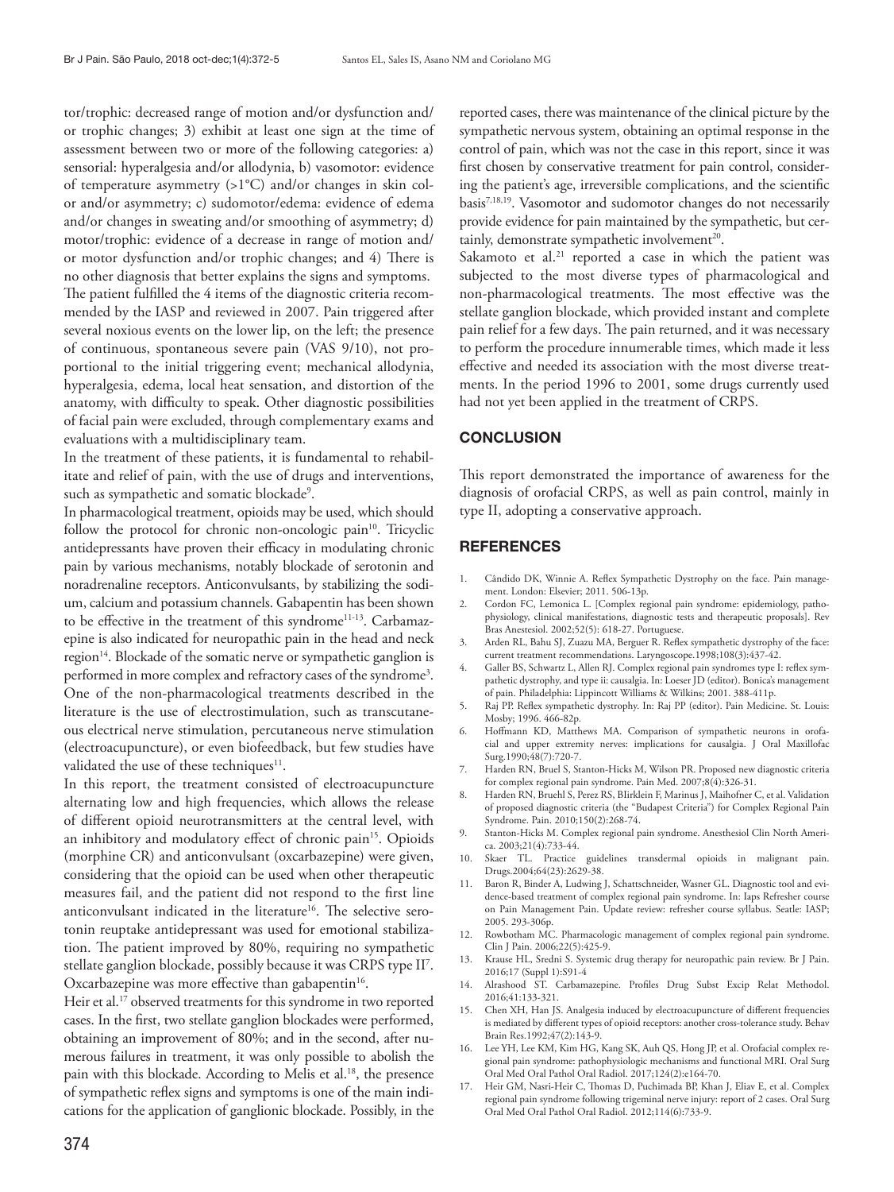tor/trophic: decreased range of motion and/or dysfunction and/or trophic changes; 3) exhibit at least one sign at the time of assessment between two or more of the following categories: a) sensorial: hyperalgesia and/or allodynia, b) vasomotor: evidence of temperature asymmetry (>1°C) and/or changes in skin color and/or asymmetry; c) sudomotor/edema: evidence of edema and/or changes in sweating and/or smoothing of asymmetry; d) motor/trophic: evidence of a decrease in range of motion and/or motor dysfunction and/or trophic changes; and 4) There is no other diagnosis that better explains the signs and symptoms.

The patient fulfilled the 4 items of the diagnostic criteria recommended by the IASP and reviewed in 2007. Pain triggered after several noxious events on the lower lip, on the left; the presence of continuous, spontaneous severe pain (VAS 9/10), not proportional to the initial triggering event; mechanical allodynia, hyperalgesia, edema, local heat sensation, and distortion of the anatomy, with difficulty to speak. Other diagnostic possibilities of facial pain were excluded, through complementary exams and evaluations with a multidisciplinary team.

In the treatment of these patients, it is fundamental to rehabilitate and relief of pain, with the use of drugs and interventions, such as sympathetic and somatic blockade[9].

In pharmacological treatment, opioids may be used, which should follow the protocol for chronic non-oncologic pain[10]. Tricyclic antidepressants have proven their efficacy in modulating chronic pain by various mechanisms, notably blockade of serotonin and noradrenaline receptors. Anticonvulsants, by stabilizing the sodium, calcium and potassium channels. Gabapentin has been shown to be effective in the treatment of this syndrome[11-13]. Carbamazepine is also indicated for neuropathic pain in the head and neck region[14]. Blockade of the somatic nerve or sympathetic ganglion is performed in more complex and refractory cases of the syndrome[3]. One of the non-pharmacological treatments described in the literature is the use of electrostimulation, such as transcutaneous electrical nerve stimulation, percutaneous nerve stimulation (electroacupuncture), or even biofeedback, but few studies have validated the use of these techniques[11].

In this report, the treatment consisted of electroacupuncture alternating low and high frequencies, which allows the release of different opioid neurotransmitters at the central level, with an inhibitory and modulatory effect of chronic pain[15]. Opioids (morphine CR) and anticonvulsant (oxcarbazepine) were given, considering that the opioid can be used when other therapeutic measures fail, and the patient did not respond to the first line anticonvulsant indicated in the literature[16]. The selective serotonin reuptake antidepressant was used for emotional stabilization. The patient improved by 80%, requiring no sympathetic stellate ganglion blockade, possibly because it was CRPS type II[7]. Oxcarbazepine was more effective than gabapentin[16].

Heir et al.[17] observed treatments for this syndrome in two reported cases. In the first, two stellate ganglion blockades were performed, obtaining an improvement of 80%; and in the second, after numerous failures in treatment, it was only possible to abolish the pain with this blockade. According to Melis et al.[18], the presence of sympathetic reflex signs and symptoms is one of the main indications for the application of ganglionic blockade. Possibly, in the reported cases, there was maintenance of the clinical picture by the sympathetic nervous system, obtaining an optimal response in the control of pain, which was not the case in this report, since it was first chosen by conservative treatment for pain control, considering the patient's age, irreversible complications, and the scientific basis[7,18,19]. Vasomotor and sudomotor changes do not necessarily provide evidence for pain maintained by the sympathetic, but certainly, demonstrate sympathetic involvement[20].

Sakamoto et al.[21] reported a case in which the patient was subjected to the most diverse types of pharmacological and non-pharmacological treatments. The most effective was the stellate ganglion blockade, which provided instant and complete pain relief for a few days. The pain returned, and it was necessary to perform the procedure innumerable times, which made it less effective and needed its association with the most diverse treatments. In the period 1996 to 2001, some drugs currently used had not yet been applied in the treatment of CRPS.

## CONCLUSION

This report demonstrated the importance of awareness for the diagnosis of orofacial CRPS, as well as pain control, mainly in type II, adopting a conservative approach.

## REFERENCES

1. Cândido DK, Winnie A. Reflex Sympathetic Dystrophy on the face. Pain management. London: Elsevier; 2011. 506-13p.
2. Cordon FC, Lemonica L. [Complex regional pain syndrome: epidemiology, pathophysiology, clinical manifestations, diagnostic tests and therapeutic proposals]. Rev Bras Anestesiol. 2002;52(5): 618-27. Portuguese.
3. Arden RL, Bahu SJ, Zuazu MA, Berguer R. Reflex sympathetic dystrophy of the face: current treatment recommendations. Laryngoscope.1998;108(3):437-42.
4. Galler BS, Schwartz L, Allen RJ. Complex regional pain syndromes type I: reflex sympathetic dystrophy, and type ii: causalgia. In: Loeser JD (editor). Bonica's management of pain. Philadelphia: Lippincott Williams & Wilkins; 2001. 388-411p.
5. Raj PP. Reflex sympathetic dystrophy. In: Raj PP (editor). Pain Medicine. St. Louis: Mosby; 1996. 466-82p.
6. Hoffmann KD, Matthews MA. Comparison of sympathetic neurons in orofacial and upper extremity nerves: implications for causalgia. J Oral Maxillofac Surg.1990;48(7):720-7.
7. Harden RN, Bruel S, Stanton-Hicks M, Wilson PR. Proposed new diagnostic criteria for complex regional pain syndrome. Pain Med. 2007;8(4):326-31.
8. Harden RN, Bruehl S, Perez RS, BIirklein F, Marinus J, Maihofner C, et al. Validation of proposed diagnostic criteria (the "Budapest Criteria") for Complex Regional Pain Syndrome. Pain. 2010;150(2):268-74.
9. Stanton-Hicks M. Complex regional pain syndrome. Anesthesiol Clin North America. 2003;21(4):733-44.
10. Skaer TL. Practice guidelines transdermal opioids in malignant pain. Drugs.2004;64(23):2629-38.
11. Baron R, Binder A, Ludwing J, Schattschneider, Wasner GL. Diagnostic tool and evidence-based treatment of complex regional pain syndrome. In: Iaps Refresher course on Pain Management Pain. Update review: refresher course syllabus. Seatle: IASP; 2005. 293-306p.
12. Rowbotham MC. Pharmacologic management of complex regional pain syndrome. Clin J Pain. 2006;22(5):425-9.
13. Krause HL, Sredni S. Systemic drug therapy for neuropathic pain review. Br J Pain. 2016;17 (Suppl 1):S91-4
14. Alrashood ST. Carbamazepine. Profiles Drug Subst Excip Relat Methodol. 2016;41:133-321.
15. Chen XH, Han JS. Analgesia induced by electroacupuncture of different frequencies is mediated by different types of opioid receptors: another cross-tolerance study. Behav Brain Res.1992;47(2):143-9.
16. Lee YH, Lee KM, Kim HG, Kang SK, Auh QS, Hong JP, et al. Orofacial complex regional pain syndrome: pathophysiologic mechanisms and functional MRI. Oral Surg Oral Med Oral Pathol Oral Radiol. 2017;124(2):e164-70.
17. Heir GM, Nasri-Heir C, Thomas D, Puchimada BP, Khan J, Eliav E, et al. Complex regional pain syndrome following trigeminal nerve injury: report of 2 cases. Oral Surg Oral Med Oral Pathol Oral Radiol. 2012;114(6):733-9.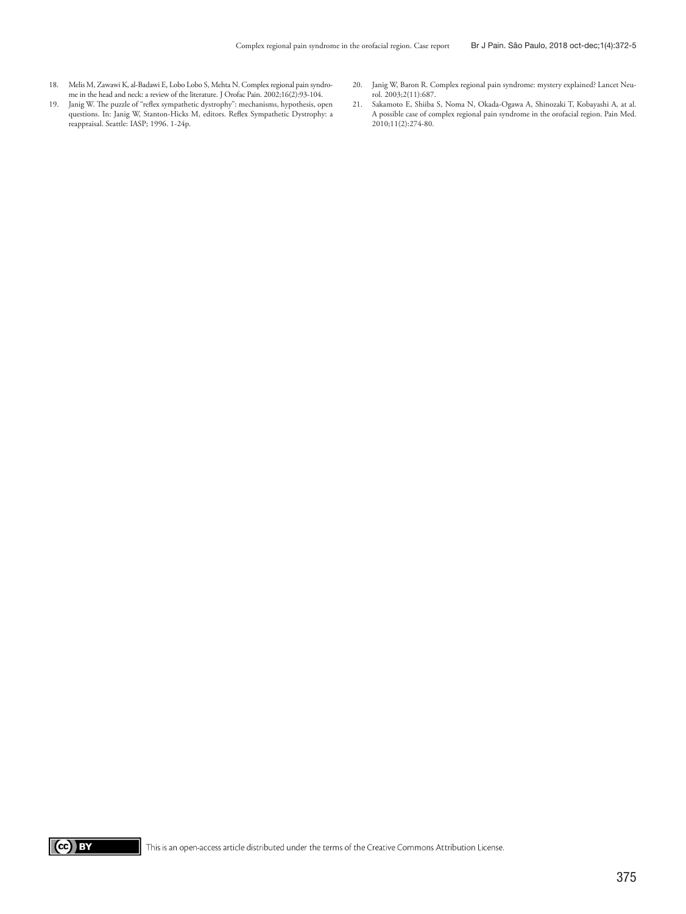18. Melis M, Zawawi K, al-Badawi E, Lobo Lobo S, Mehta N. Complex regional pain syndrome in the head and neck: a review of the literature. J Orofac Pain. 2002;16(2):93-104.
19. Janig W. The puzzle of "reflex sympathetic dystrophy": mechanisms, hypothesis, open questions. In: Janig W, Stanton-Hicks M, editors. Reflex Sympathetic Dystrophy: a reappraisal. Seattle: IASP; 1996. 1-24p.
20. Janig W, Baron R. Complex regional pain syndrome: mystery explained? Lancet Neurol. 2003;2(11):687.
21. Sakamoto E, Shiiba S, Noma N, Okada-Ogawa A, Shinozaki T, Kobayashi A, at al. A possible case of complex regional pain syndrome in the orofacial region. Pain Med. 2010;11(2):274-80.

This is an open-access article distributed under the terms of the Creative Commons Attribution License.